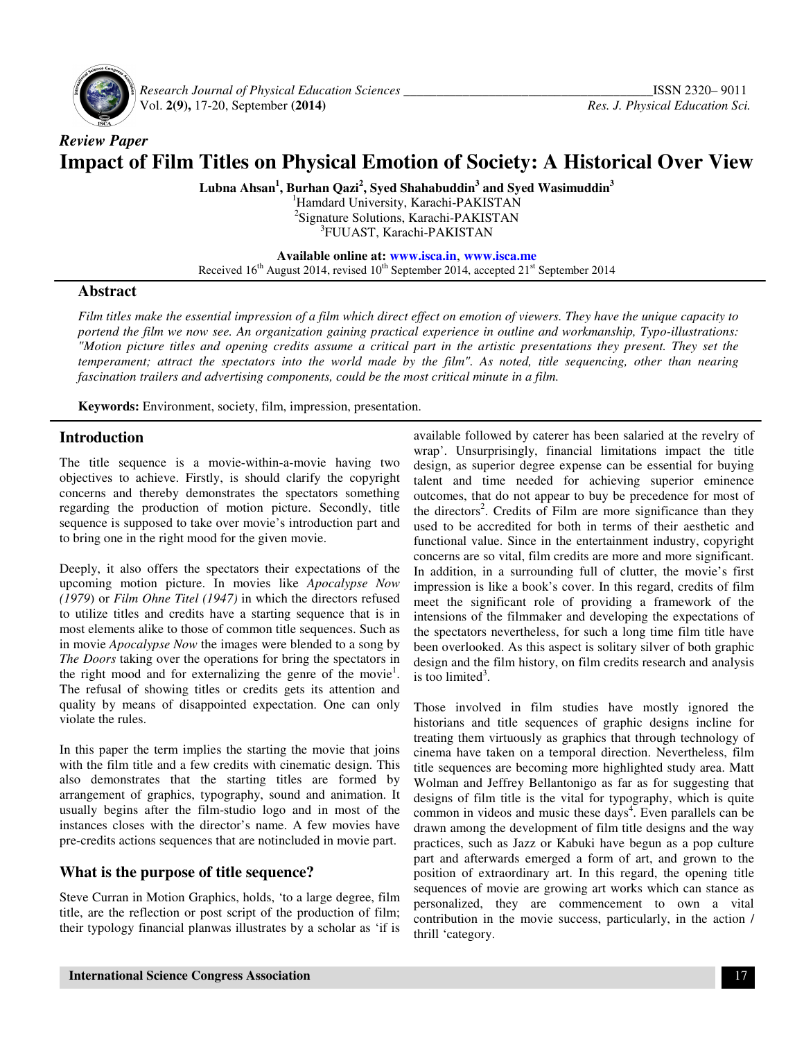*Review Paper*

# Impact of Film Titles on Physical Emotion of Society: A Historical Over View

**Lubna Ahsan[1], Burhan Qazi[2], Syed Shahabuddin[3] and Syed Wasimuddin[3]**

[1]Hamdard University, Karachi-PAKISTAN
[2]Signature Solutions, Karachi-PAKISTAN
[3]FUUAST, Karachi-PAKISTAN

**Available online at: www.isca.in, www.isca.me**
Received 16th August 2014, revised 10th September 2014, accepted 21st September 2014

## Abstract

*Film titles make the essential impression of a film which direct effect on emotion of viewers. They have the unique capacity to portend the film we now see. An organization gaining practical experience in outline and workmanship, Typo-illustrations: "Motion picture titles and opening credits assume a critical part in the artistic presentations they present. They set the temperament; attract the spectators into the world made by the film". As noted, title sequencing, other than nearing fascination trailers and advertising components, could be the most critical minute in a film.*

**Keywords:** Environment, society, film, impression, presentation.

## Introduction

The title sequence is a movie-within-a-movie having two objectives to achieve. Firstly, is should clarify the copyright concerns and thereby demonstrates the spectators something regarding the production of motion picture. Secondly, title sequence is supposed to take over movie's introduction part and to bring one in the right mood for the given movie.

Deeply, it also offers the spectators their expectations of the upcoming motion picture. In movies like *Apocalypse Now (1979)* or *Film Ohne Titel (1947)* in which the directors refused to utilize titles and credits have a starting sequence that is in most elements alike to those of common title sequences. Such as in movie *Apocalypse Now* the images were blended to a song by *The Doors* taking over the operations for bring the spectators in the right mood and for externalizing the genre of the movie[1]. The refusal of showing titles or credits gets its attention and quality by means of disappointed expectation. One can only violate the rules.

In this paper the term implies the starting the movie that joins with the film title and a few credits with cinematic design. This also demonstrates that the starting titles are formed by arrangement of graphics, typography, sound and animation. It usually begins after the film-studio logo and in most of the instances closes with the director's name. A few movies have pre-credits actions sequences that are notincluded in movie part.

## What is the purpose of title sequence?

Steve Curran in Motion Graphics, holds, 'to a large degree, film title, are the reflection or post script of the production of film; their typology financial planwas illustrates by a scholar as 'if is available followed by caterer has been salaried at the revelry of wrap'. Unsurprisingly, financial limitations impact the title design, as superior degree expense can be essential for buying talent and time needed for achieving superior eminence outcomes, that do not appear to buy be precedence for most of the directors[2]. Credits of Film are more significance than they used to be accredited for both in terms of their aesthetic and functional value. Since in the entertainment industry, copyright concerns are so vital, film credits are more and more significant. In addition, in a surrounding full of clutter, the movie's first impression is like a book's cover. In this regard, credits of film meet the significant role of providing a framework of the intensions of the filmmaker and developing the expectations of the spectators nevertheless, for such a long time film title have been overlooked. As this aspect is solitary silver of both graphic design and the film history, on film credits research and analysis is too limited[3].

Those involved in film studies have mostly ignored the historians and title sequences of graphic designs incline for treating them virtuously as graphics that through technology of cinema have taken on a temporal direction. Nevertheless, film title sequences are becoming more highlighted study area. Matt Wolman and Jeffrey Bellantonigo as far as for suggesting that designs of film title is the vital for typography, which is quite common in videos and music these days[4]. Even parallels can be drawn among the development of film title designs and the way practices, such as Jazz or Kabuki have begun as a pop culture part and afterwards emerged a form of art, and grown to the position of extraordinary art. In this regard, the opening title sequences of movie are growing art works which can stance as personalized, they are commencement to own a vital contribution in the movie success, particularly, in the action / thrill 'category.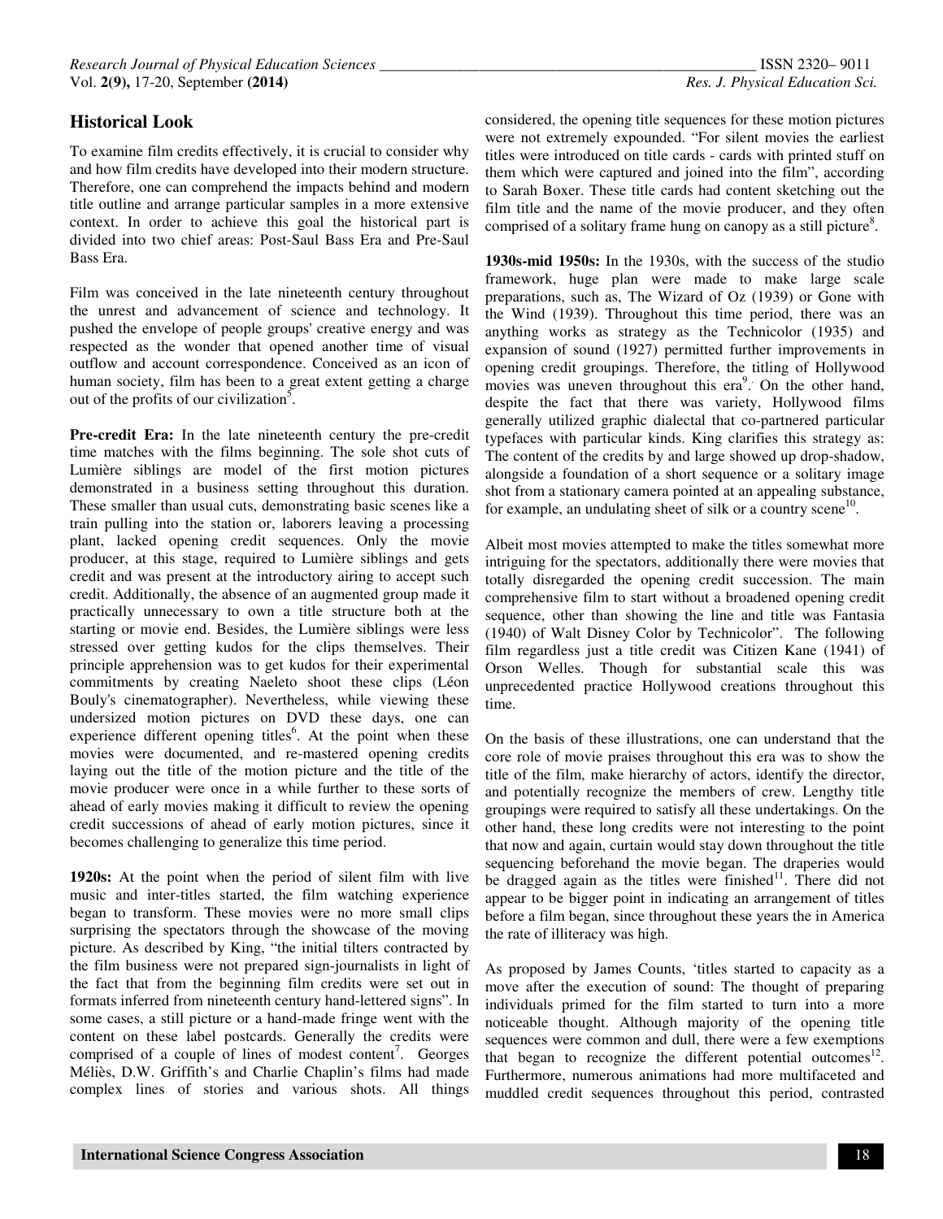## Historical Look

To examine film credits effectively, it is crucial to consider why and how film credits have developed into their modern structure. Therefore, one can comprehend the impacts behind and modern title outline and arrange particular samples in a more extensive context. In order to achieve this goal the historical part is divided into two chief areas: Post-Saul Bass Era and Pre-Saul Bass Era.

Film was conceived in the late nineteenth century throughout the unrest and advancement of science and technology. It pushed the envelope of people groups' creative energy and was respected as the wonder that opened another time of visual outflow and account correspondence. Conceived as an icon of human society, film has been to a great extent getting a charge out of the profits of our civilization[5].

**Pre-credit Era:** In the late nineteenth century the pre-credit time matches with the films beginning. The sole shot cuts of Lumière siblings are model of the first motion pictures demonstrated in a business setting throughout this duration. These smaller than usual cuts, demonstrating basic scenes like a train pulling into the station or, laborers leaving a processing plant, lacked opening credit sequences. Only the movie producer, at this stage, required to Lumière siblings and gets credit and was present at the introductory airing to accept such credit. Additionally, the absence of an augmented group made it practically unnecessary to own a title structure both at the starting or movie end. Besides, the Lumière siblings were less stressed over getting kudos for the clips themselves. Their principle apprehension was to get kudos for their experimental commitments by creating Naeleto shoot these clips (Léon Bouly's cinematographer). Nevertheless, while viewing these undersized motion pictures on DVD these days, one can experience different opening titles[6]. At the point when these movies were documented, and re-mastered opening credits laying out the title of the motion picture and the title of the movie producer were once in a while further to these sorts of ahead of early movies making it difficult to review the opening credit successions of ahead of early motion pictures, since it becomes challenging to generalize this time period.

**1920s:** At the point when the period of silent film with live music and inter-titles started, the film watching experience began to transform. These movies were no more small clips surprising the spectators through the showcase of the moving picture. As described by King, "the initial tilters contracted by the film business were not prepared sign-journalists in light of the fact that from the beginning film credits were set out in formats inferred from nineteenth century hand-lettered signs". In some cases, a still picture or a hand-made fringe went with the content on these label postcards. Generally the credits were comprised of a couple of lines of modest content[7]. Georges Méliès, D.W. Griffith's and Charlie Chaplin's films had made complex lines of stories and various shots. All things considered, the opening title sequences for these motion pictures were not extremely expounded. "For silent movies the earliest titles were introduced on title cards - cards with printed stuff on them which were captured and joined into the film", according to Sarah Boxer. These title cards had content sketching out the film title and the name of the movie producer, and they often comprised of a solitary frame hung on canopy as a still picture[8].

**1930s-mid 1950s:** In the 1930s, with the success of the studio framework, huge plan were made to make large scale preparations, such as, The Wizard of Oz (1939) or Gone with the Wind (1939). Throughout this time period, there was an anything works as strategy as the Technicolor (1935) and expansion of sound (1927) permitted further improvements in opening credit groupings. Therefore, the titling of Hollywood movies was uneven throughout this era[9]. On the other hand, despite the fact that there was variety, Hollywood films generally utilized graphic dialectal that co-partnered particular typefaces with particular kinds. King clarifies this strategy as: The content of the credits by and large showed up drop-shadow, alongside a foundation of a short sequence or a solitary image shot from a stationary camera pointed at an appealing substance, for example, an undulating sheet of silk or a country scene[10].

Albeit most movies attempted to make the titles somewhat more intriguing for the spectators, additionally there were movies that totally disregarded the opening credit succession. The main comprehensive film to start without a broadened opening credit sequence, other than showing the line and title was Fantasia (1940) of Walt Disney Color by Technicolor". The following film regardless just a title credit was Citizen Kane (1941) of Orson Welles. Though for substantial scale this was unprecedented practice Hollywood creations throughout this time.

On the basis of these illustrations, one can understand that the core role of movie praises throughout this era was to show the title of the film, make hierarchy of actors, identify the director, and potentially recognize the members of crew. Lengthy title groupings were required to satisfy all these undertakings. On the other hand, these long credits were not interesting to the point that now and again, curtain would stay down throughout the title sequencing beforehand the movie began. The draperies would be dragged again as the titles were finished[11]. There did not appear to be bigger point in indicating an arrangement of titles before a film began, since throughout these years the in America the rate of illiteracy was high.

As proposed by James Counts, 'titles started to capacity as a move after the execution of sound: The thought of preparing individuals primed for the film started to turn into a more noticeable thought. Although majority of the opening title sequences were common and dull, there were a few exemptions that began to recognize the different potential outcomes[12]. Furthermore, numerous animations had more multifaceted and muddled credit sequences throughout this period, contrasted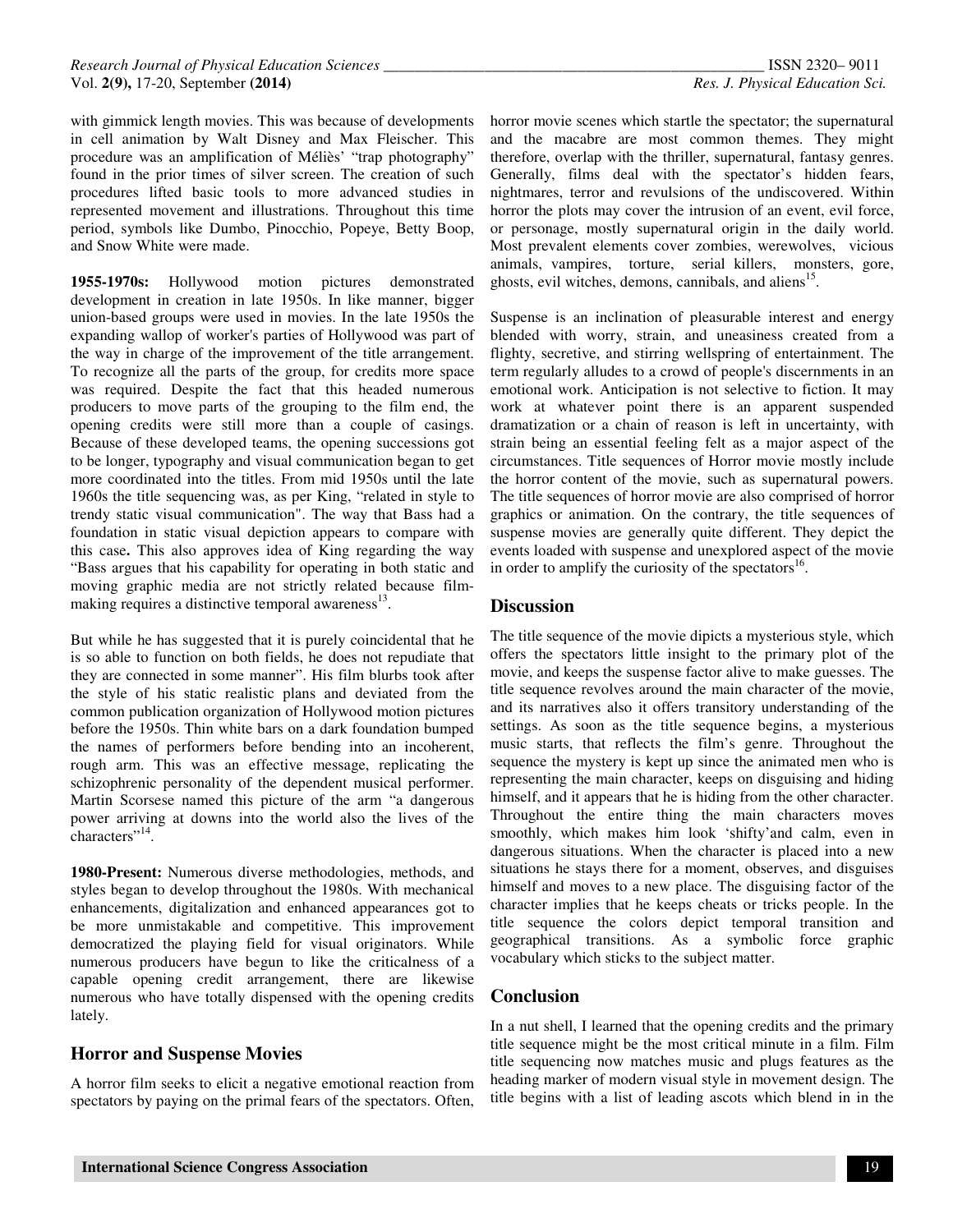with gimmick length movies. This was because of developments in cell animation by Walt Disney and Max Fleischer. This procedure was an amplification of Méliès' "trap photography" found in the prior times of silver screen. The creation of such procedures lifted basic tools to more advanced studies in represented movement and illustrations. Throughout this time period, symbols like Dumbo, Pinocchio, Popeye, Betty Boop, and Snow White were made.

**1955-1970s:** Hollywood motion pictures demonstrated development in creation in late 1950s. In like manner, bigger union-based groups were used in movies. In the late 1950s the expanding wallop of worker's parties of Hollywood was part of the way in charge of the improvement of the title arrangement. To recognize all the parts of the group, for credits more space was required. Despite the fact that this headed numerous producers to move parts of the grouping to the film end, the opening credits were still more than a couple of casings. Because of these developed teams, the opening successions got to be longer, typography and visual communication began to get more coordinated into the titles. From mid 1950s until the late 1960s the title sequencing was, as per King, "related in style to trendy static visual communication". The way that Bass had a foundation in static visual depiction appears to compare with this case**.** This also approves idea of King regarding the way "Bass argues that his capability for operating in both static and moving graphic media are not strictly related because film-making requires a distinctive temporal awareness[13].

But while he has suggested that it is purely coincidental that he is so able to function on both fields, he does not repudiate that they are connected in some manner". His film blurbs took after the style of his static realistic plans and deviated from the common publication organization of Hollywood motion pictures before the 1950s. Thin white bars on a dark foundation bumped the names of performers before bending into an incoherent, rough arm. This was an effective message, replicating the schizophrenic personality of the dependent musical performer. Martin Scorsese named this picture of the arm "a dangerous power arriving at downs into the world also the lives of the characters"[14].

**1980-Present:** Numerous diverse methodologies, methods, and styles began to develop throughout the 1980s. With mechanical enhancements, digitalization and enhanced appearances got to be more unmistakable and competitive. This improvement democratized the playing field for visual originators. While numerous producers have begun to like the criticalness of a capable opening credit arrangement, there are likewise numerous who have totally dispensed with the opening credits lately.

## Horror and Suspense Movies

A horror film seeks to elicit a negative emotional reaction from spectators by paying on the primal fears of the spectators. Often, horror movie scenes which startle the spectator; the supernatural and the macabre are most common themes. They might therefore, overlap with the thriller, supernatural, fantasy genres. Generally, films deal with the spectator's hidden fears, nightmares, terror and revulsions of the undiscovered. Within horror the plots may cover the intrusion of an event, evil force, or personage, mostly supernatural origin in the daily world. Most prevalent elements cover zombies, werewolves, vicious animals, vampires, torture, serial killers, monsters, gore, ghosts, evil witches, demons, cannibals, and aliens[15].

Suspense is an inclination of pleasurable interest and energy blended with worry, strain, and uneasiness created from a flighty, secretive, and stirring wellspring of entertainment. The term regularly alludes to a crowd of people's discernments in an emotional work. Anticipation is not selective to fiction. It may work at whatever point there is an apparent suspended dramatization or a chain of reason is left in uncertainty, with strain being an essential feeling felt as a major aspect of the circumstances. Title sequences of Horror movie mostly include the horror content of the movie, such as supernatural powers. The title sequences of horror movie are also comprised of horror graphics or animation. On the contrary, the title sequences of suspense movies are generally quite different. They depict the events loaded with suspense and unexplored aspect of the movie in order to amplify the curiosity of the spectators[16].

## Discussion

The title sequence of the movie dipicts a mysterious style, which offers the spectators little insight to the primary plot of the movie, and keeps the suspense factor alive to make guesses. The title sequence revolves around the main character of the movie, and its narratives also it offers transitory understanding of the settings. As soon as the title sequence begins, a mysterious music starts, that reflects the film's genre. Throughout the sequence the mystery is kept up since the animated men who is representing the main character, keeps on disguising and hiding himself, and it appears that he is hiding from the other character. Throughout the entire thing the main characters moves smoothly, which makes him look 'shifty'and calm, even in dangerous situations. When the character is placed into a new situations he stays there for a moment, observes, and disguises himself and moves to a new place. The disguising factor of the character implies that he keeps cheats or tricks people. In the title sequence the colors depict temporal transition and geographical transitions. As a symbolic force graphic vocabulary which sticks to the subject matter.

## Conclusion

In a nut shell, I learned that the opening credits and the primary title sequence might be the most critical minute in a film. Film title sequencing now matches music and plugs features as the heading marker of modern visual style in movement design. The title begins with a list of leading ascots which blend in in the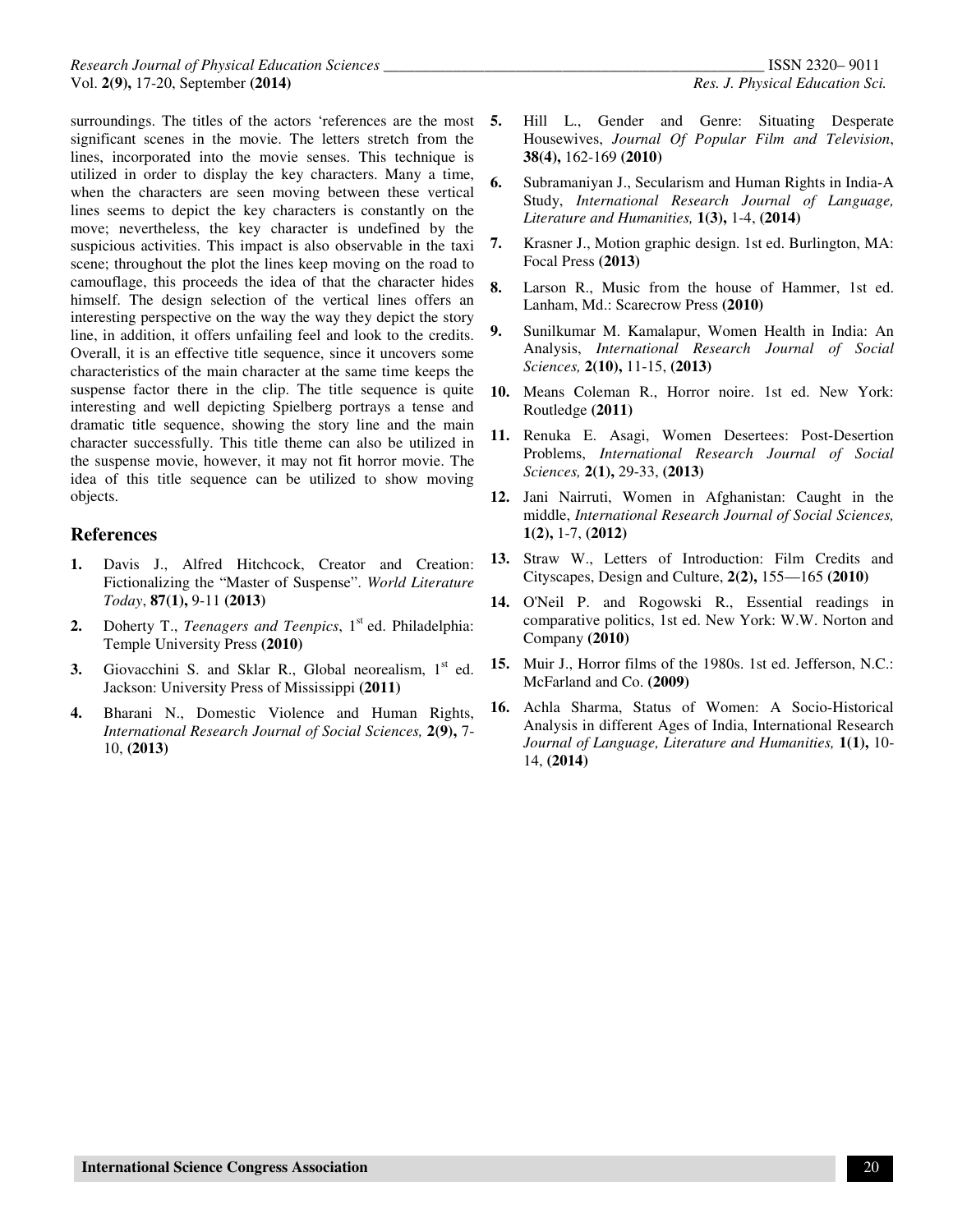surroundings. The titles of the actors 'references are the most significant scenes in the movie. The letters stretch from the lines, incorporated into the movie senses. This technique is utilized in order to display the key characters. Many a time, when the characters are seen moving between these vertical lines seems to depict the key characters is constantly on the move; nevertheless, the key character is undefined by the suspicious activities. This impact is also observable in the taxi scene; throughout the plot the lines keep moving on the road to camouflage, this proceeds the idea of that the character hides himself. The design selection of the vertical lines offers an interesting perspective on the way the way they depict the story line, in addition, it offers unfailing feel and look to the credits. Overall, it is an effective title sequence, since it uncovers some characteristics of the main character at the same time keeps the suspense factor there in the clip. The title sequence is quite interesting and well depicting Spielberg portrays a tense and dramatic title sequence, showing the story line and the main character successfully. This title theme can also be utilized in the suspense movie, however, it may not fit horror movie. The idea of this title sequence can be utilized to show moving objects.

## References

1. Davis J., Alfred Hitchcock, Creator and Creation: Fictionalizing the "Master of Suspense". *World Literature Today*, **87(1),** 9-11 **(2013)**
2. Doherty T., *Teenagers and Teenpics*, 1st ed. Philadelphia: Temple University Press **(2010)**
3. Giovacchini S. and Sklar R., Global neorealism, 1st ed. Jackson: University Press of Mississippi **(2011)**
4. Bharani N., Domestic Violence and Human Rights, *International Research Journal of Social Sciences,* **2(9),** 7-10, **(2013)**
5. Hill L., Gender and Genre: Situating Desperate Housewives, *Journal Of Popular Film and Television*, **38(4),** 162-169 **(2010)**
6. Subramaniyan J., Secularism and Human Rights in India-A Study, *International Research Journal of Language, Literature and Humanities,* **1(3),** 1-4, **(2014)**
7. Krasner J., Motion graphic design. 1st ed. Burlington, MA: Focal Press **(2013)**
8. Larson R., Music from the house of Hammer, 1st ed. Lanham, Md.: Scarecrow Press **(2010)**
9. Sunilkumar M. Kamalapur, Women Health in India: An Analysis, *International Research Journal of Social Sciences,* **2(10),** 11-15, **(2013)**
10. Means Coleman R., Horror noire. 1st ed. New York: Routledge **(2011)**
11. Renuka E. Asagi, Women Desertees: Post-Desertion Problems, *International Research Journal of Social Sciences,* **2(1),** 29-33, **(2013)**
12. Jani Nairruti, Women in Afghanistan: Caught in the middle, *International Research Journal of Social Sciences,* **1(2),** 1-7, **(2012)**
13. Straw W., Letters of Introduction: Film Credits and Cityscapes, Design and Culture, **2(2),** 155—165 **(2010)**
14. O'Neil P. and Rogowski R., Essential readings in comparative politics, 1st ed. New York: W.W. Norton and Company **(2010)**
15. Muir J., Horror films of the 1980s. 1st ed. Jefferson, N.C.: McFarland and Co. **(2009)**
16. Achla Sharma, Status of Women: A Socio-Historical Analysis in different Ages of India, International Research *Journal of Language, Literature and Humanities,* **1(1),** 10-14, **(2014)**